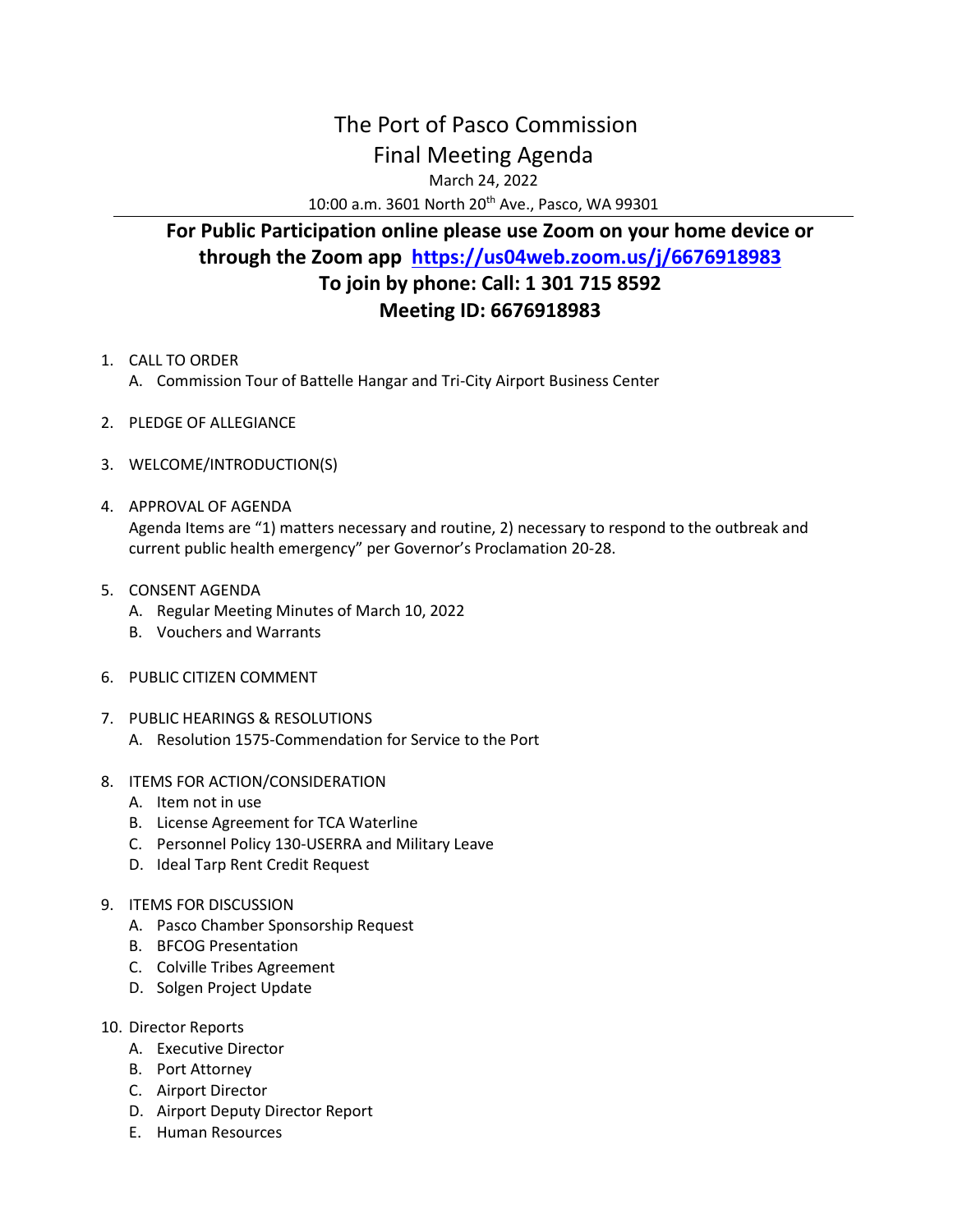# The Port of Pasco Commission

## Final Meeting Agenda

March 24, 2022

10:00 a.m. 3601 North 20th Ave., Pasco, WA 99301

---

**For Public Participation online please use Zoom on your home device or through the Zoom app [https://us04web.zoom.us/j/6676918983](https://us04web.zoom.us/j/6676918983)**

**To join by phone: Call: 1 301 715 8592**

**Meeting ID: 6676918983**

1. CALL TO ORDER
   - A. Commission Tour of Battelle Hangar and Tri-City Airport Business Center
2. PLEDGE OF ALLEGIANCE
3. WELCOME/INTRODUCTION(S)
4. APPROVAL OF AGENDA
   Agenda Items are "1) matters necessary and routine, 2) necessary to respond to the outbreak and current public health emergency" per Governor's Proclamation 20-28.
5. CONSENT AGENDA
   - A. Regular Meeting Minutes of March 10, 2022
   - B. Vouchers and Warrants
6. PUBLIC CITIZEN COMMENT
7. PUBLIC HEARINGS & RESOLUTIONS
   - A. Resolution 1575-Commendation for Service to the Port
8. ITEMS FOR ACTION/CONSIDERATION
   - A. Item not in use
   - B. License Agreement for TCA Waterline
   - C. Personnel Policy 130-USERRA and Military Leave
   - D. Ideal Tarp Rent Credit Request
9. ITEMS FOR DISCUSSION
   - A. Pasco Chamber Sponsorship Request
   - B. BFCOG Presentation
   - C. Colville Tribes Agreement
   - D. Solgen Project Update
10. Director Reports
    - A. Executive Director
    - B. Port Attorney
    - C. Airport Director
    - D. Airport Deputy Director Report
    - E. Human Resources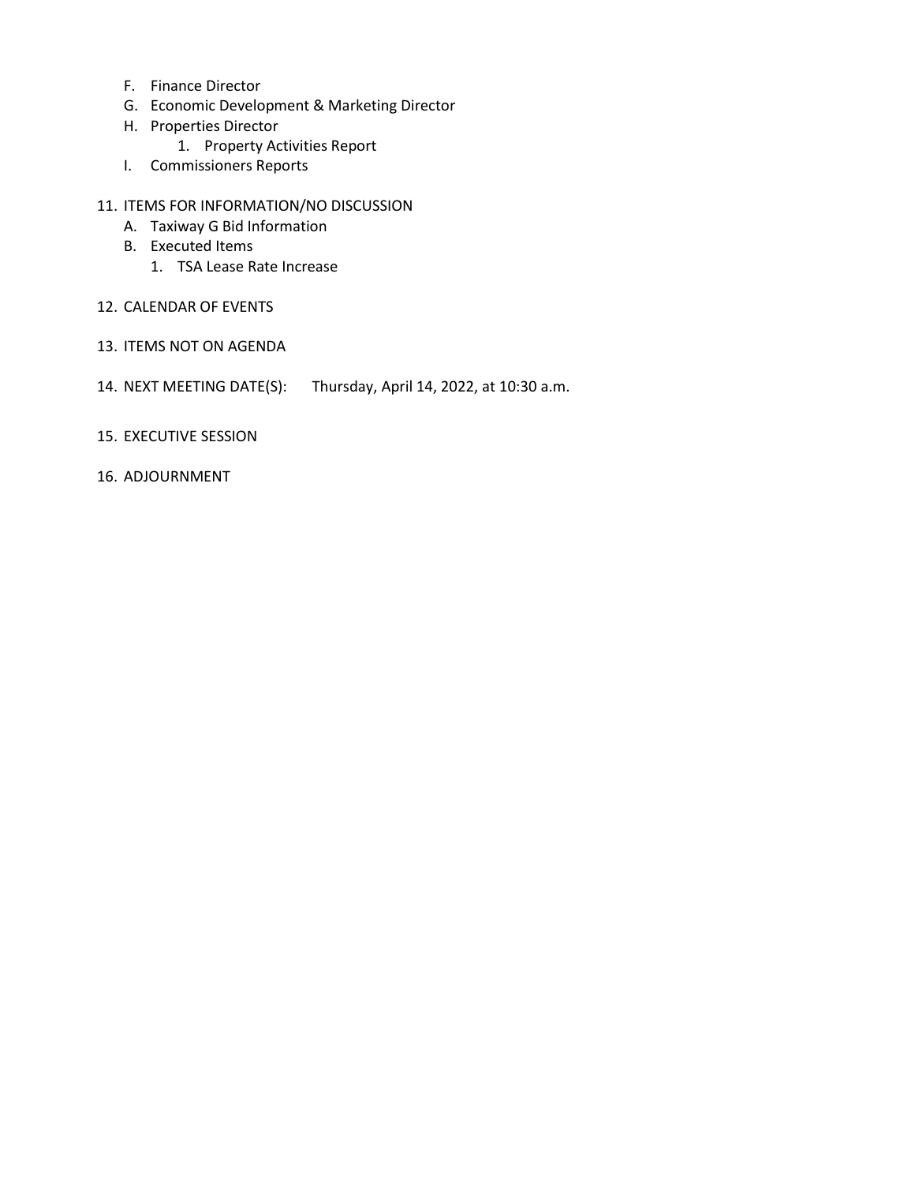F. Finance Director
   G. Economic Development & Marketing Director
   H. Properties Director
      1. Property Activities Report
   I. Commissioners Reports

11. ITEMS FOR INFORMATION/NO DISCUSSION
    A. Taxiway G Bid Information
    B. Executed Items
       1. TSA Lease Rate Increase

12. CALENDAR OF EVENTS

13. ITEMS NOT ON AGENDA

14. NEXT MEETING DATE(S): Thursday, April 14, 2022, at 10:30 a.m.

15. EXECUTIVE SESSION

16. ADJOURNMENT